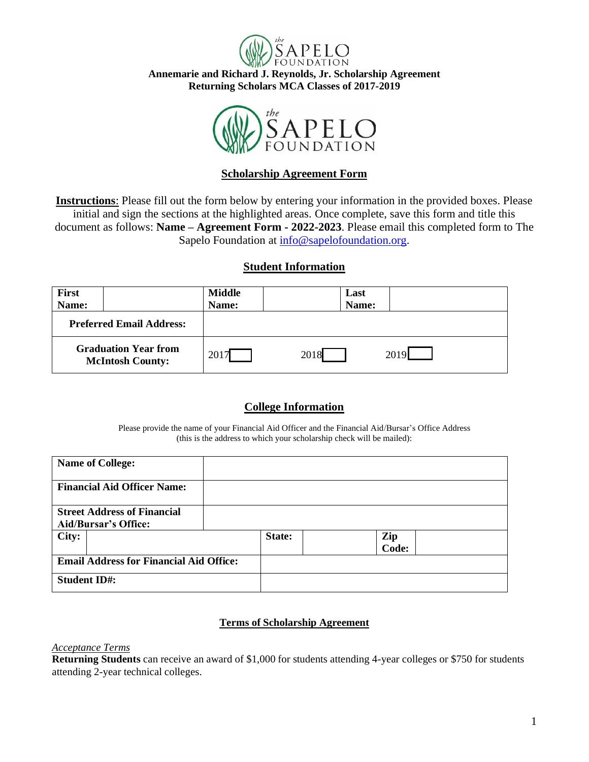**Annemarie and Richard J. Reynolds, Jr. Scholarship Agreement**
**Returning Scholars MCA Classes of 2017-2019**

## Scholarship Agreement Form

**Instructions**: Please fill out the form below by entering your information in the provided boxes. Please initial and sign the sections at the highlighted areas. Once complete, save this form and title this document as follows: **Name – Agreement Form - 2022-2023**. Please email this completed form to The Sapelo Foundation at info@sapelofoundation.org.

### Student Information

| **First Name:** | | **Middle Name:** | | **Last Name:** | |
|---|---|---|---|---|---|
| **Preferred Email Address:** | | | | | |
| **Graduation Year from McIntosh County:** | 2017 ☐ | | 2018 ☐ | | 2019 ☐ |

### College Information

Please provide the name of your Financial Aid Officer and the Financial Aid/Bursar's Office Address (this is the address to which your scholarship check will be mailed):

| **Name of College:** | | | |
|---|---|---|---|
| **Financial Aid Officer Name:** | | | |
| **Street Address of Financial Aid/Bursar's Office:** | | | |
| **City:** | **State:** | | **Zip Code:** |
| **Email Address for Financial Aid Office:** | | | |
| **Student ID#:** | | | |

### Terms of Scholarship Agreement

*Acceptance Terms*

**Returning Students** can receive an award of $1,000 for students attending 4-year colleges or $750 for students attending 2-year technical colleges.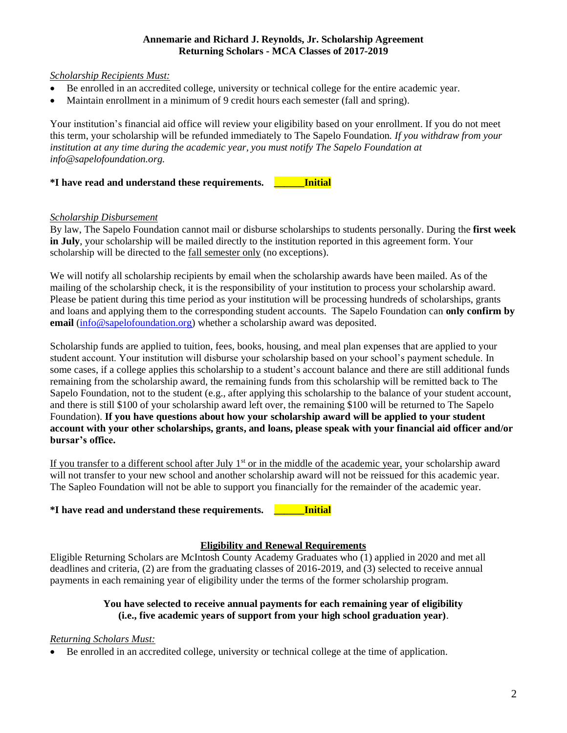**Annemarie and Richard J. Reynolds, Jr. Scholarship Agreement**
**Returning Scholars - MCA Classes of 2017-2019**

*Scholarship Recipients Must:*

- Be enrolled in an accredited college, university or technical college for the entire academic year.
- Maintain enrollment in a minimum of 9 credit hours each semester (fall and spring).

Your institution's financial aid office will review your eligibility based on your enrollment. If you do not meet this term, your scholarship will be refunded immediately to The Sapelo Foundation. *If you withdraw from your institution at any time during the academic year, you must notify The Sapelo Foundation at info@sapelofoundation.org.*

**\*I have read and understand these requirements. ______Initial**

*Scholarship Disbursement*

By law, The Sapelo Foundation cannot mail or disburse scholarships to students personally. During the **first week in July**, your scholarship will be mailed directly to the institution reported in this agreement form. Your scholarship will be directed to the fall semester only (no exceptions).

We will notify all scholarship recipients by email when the scholarship awards have been mailed. As of the mailing of the scholarship check, it is the responsibility of your institution to process your scholarship award. Please be patient during this time period as your institution will be processing hundreds of scholarships, grants and loans and applying them to the corresponding student accounts. The Sapelo Foundation can **only confirm by email** (info@sapelofoundation.org) whether a scholarship award was deposited.

Scholarship funds are applied to tuition, fees, books, housing, and meal plan expenses that are applied to your student account. Your institution will disburse your scholarship based on your school's payment schedule. In some cases, if a college applies this scholarship to a student's account balance and there are still additional funds remaining from the scholarship award, the remaining funds from this scholarship will be remitted back to The Sapelo Foundation, not to the student (e.g., after applying this scholarship to the balance of your student account, and there is still $100 of your scholarship award left over, the remaining $100 will be returned to The Sapelo Foundation). **If you have questions about how your scholarship award will be applied to your student account with your other scholarships, grants, and loans, please speak with your financial aid officer and/or bursar's office.**

If you transfer to a different school after July 1st or in the middle of the academic year, your scholarship award will not transfer to your new school and another scholarship award will not be reissued for this academic year. The Sapleo Foundation will not be able to support you financially for the remainder of the academic year.

**\*I have read and understand these requirements. ______Initial**

## Eligibility and Renewal Requirements

Eligible Returning Scholars are McIntosh County Academy Graduates who (1) applied in 2020 and met all deadlines and criteria, (2) are from the graduating classes of 2016-2019, and (3) selected to receive annual payments in each remaining year of eligibility under the terms of the former scholarship program.

**You have selected to receive annual payments for each remaining year of eligibility (i.e., five academic years of support from your high school graduation year)**.

*Returning Scholars Must:*

- Be enrolled in an accredited college, university or technical college at the time of application.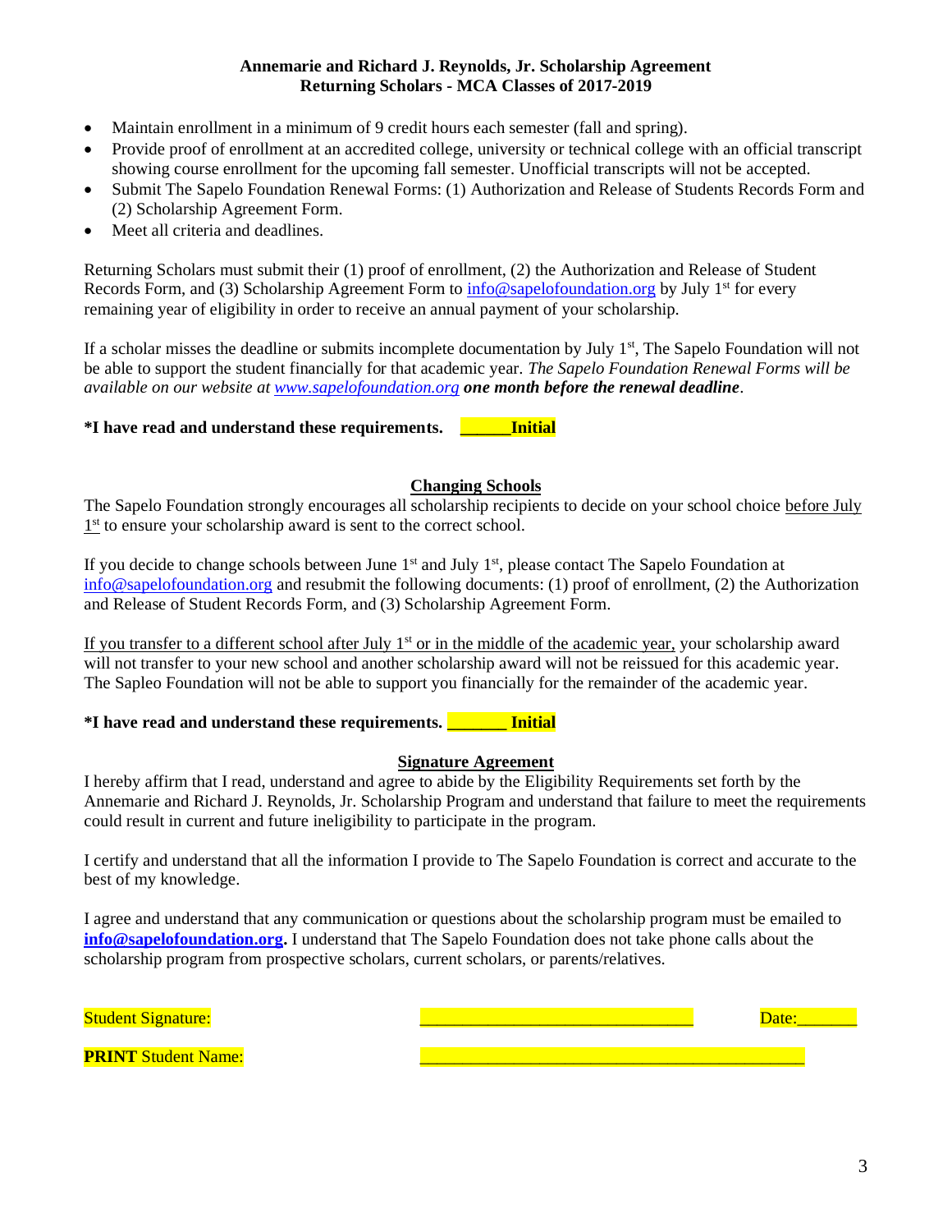**Annemarie and Richard J. Reynolds, Jr. Scholarship Agreement**
**Returning Scholars - MCA Classes of 2017-2019**

- Maintain enrollment in a minimum of 9 credit hours each semester (fall and spring).
- Provide proof of enrollment at an accredited college, university or technical college with an official transcript showing course enrollment for the upcoming fall semester. Unofficial transcripts will not be accepted.
- Submit The Sapelo Foundation Renewal Forms: (1) Authorization and Release of Students Records Form and (2) Scholarship Agreement Form.
- Meet all criteria and deadlines.

Returning Scholars must submit their (1) proof of enrollment, (2) the Authorization and Release of Student Records Form, and (3) Scholarship Agreement Form to info@sapelofoundation.org by July 1st for every remaining year of eligibility in order to receive an annual payment of your scholarship.

If a scholar misses the deadline or submits incomplete documentation by July 1st, The Sapelo Foundation will not be able to support the student financially for that academic year. *The Sapelo Foundation Renewal Forms will be available on our website at www.sapelofoundation.org* ***one month before the renewal deadline***.

**\*I have read and understand these requirements. ______Initial**

## Changing Schools

The Sapelo Foundation strongly encourages all scholarship recipients to decide on your school choice before July 1st to ensure your scholarship award is sent to the correct school.

If you decide to change schools between June 1st and July 1st, please contact The Sapelo Foundation at info@sapelofoundation.org and resubmit the following documents: (1) proof of enrollment, (2) the Authorization and Release of Student Records Form, and (3) Scholarship Agreement Form.

If you transfer to a different school after July 1st or in the middle of the academic year, your scholarship award will not transfer to your new school and another scholarship award will not be reissued for this academic year. The Sapleo Foundation will not be able to support you financially for the remainder of the academic year.

**\*I have read and understand these requirements. _______ Initial**

## Signature Agreement

I hereby affirm that I read, understand and agree to abide by the Eligibility Requirements set forth by the Annemarie and Richard J. Reynolds, Jr. Scholarship Program and understand that failure to meet the requirements could result in current and future ineligibility to participate in the program.

I certify and understand that all the information I provide to The Sapelo Foundation is correct and accurate to the best of my knowledge.

I agree and understand that any communication or questions about the scholarship program must be emailed to **info@sapelofoundation.org.** I understand that The Sapelo Foundation does not take phone calls about the scholarship program from prospective scholars, current scholars, or parents/relatives.

Student Signature: ______________________________ Date:_______

**PRINT** Student Name: __________________________________________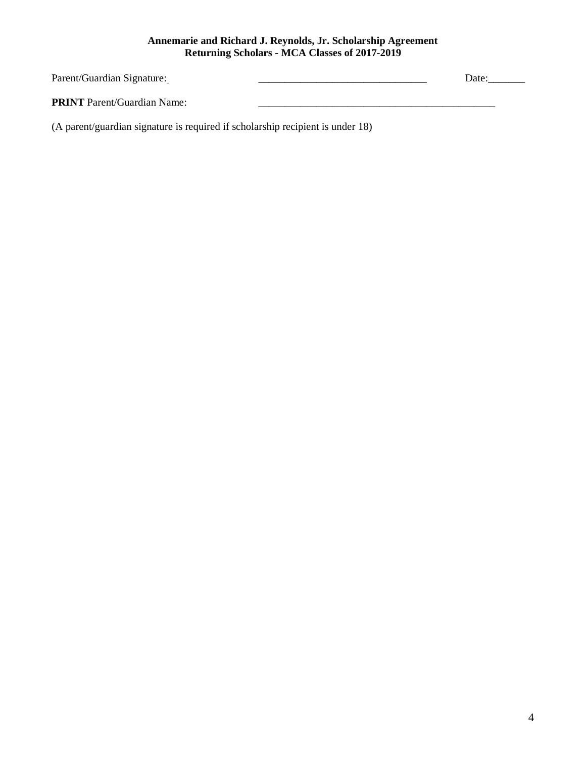**Annemarie and Richard J. Reynolds, Jr. Scholarship Agreement**
**Returning Scholars - MCA Classes of 2017-2019**

Parent/Guardian Signature: _______________________________ Date:_______

**PRINT** Parent/Guardian Name: ____________________________________________

(A parent/guardian signature is required if scholarship recipient is under 18)